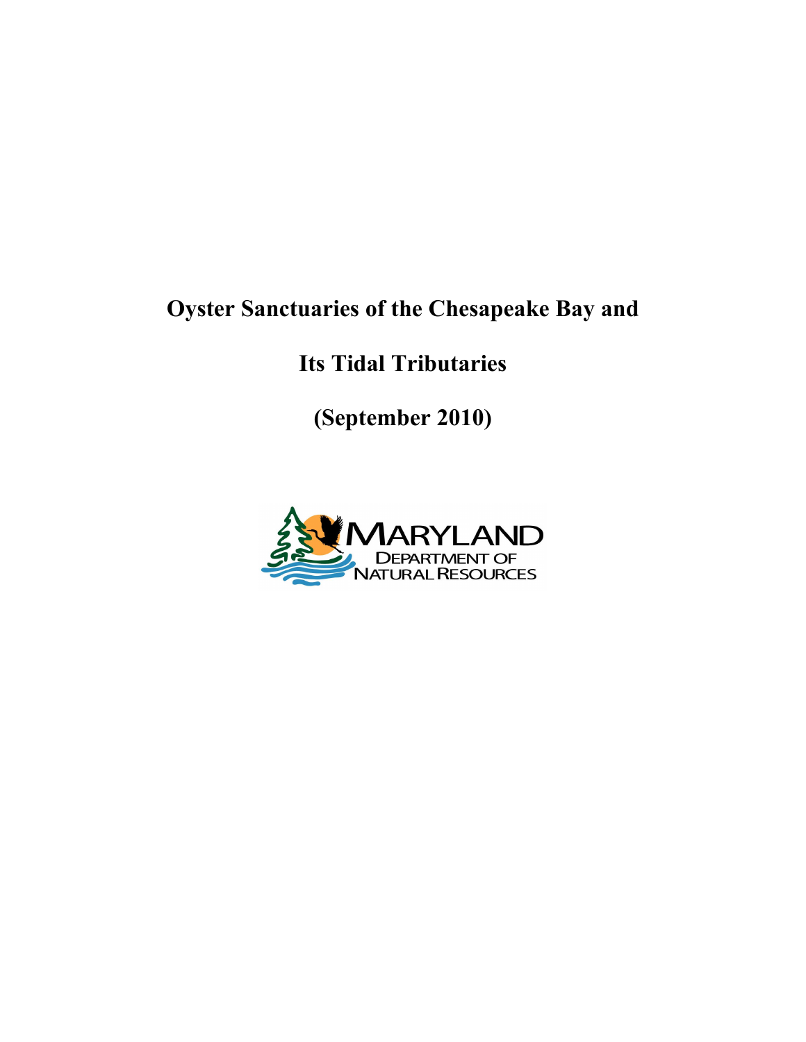# Oyster Sanctuaries of the Chesapeake Bay and Its Tidal Tributaries

**(September 2010)**

MARYLAND
DEPARTMENT OF
NATURAL RESOURCES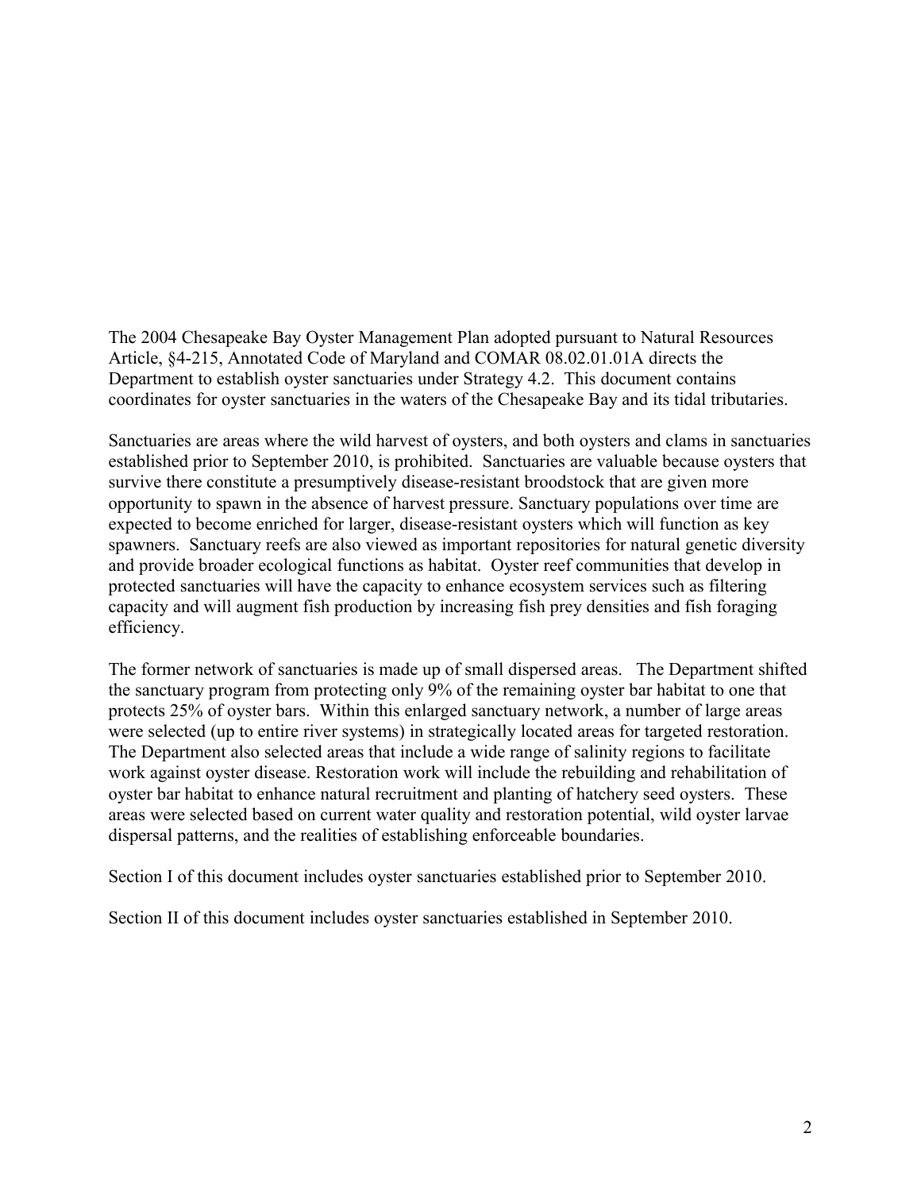The 2004 Chesapeake Bay Oyster Management Plan adopted pursuant to Natural Resources Article, §4-215, Annotated Code of Maryland and COMAR 08.02.01.01A directs the Department to establish oyster sanctuaries under Strategy 4.2. This document contains coordinates for oyster sanctuaries in the waters of the Chesapeake Bay and its tidal tributaries.

Sanctuaries are areas where the wild harvest of oysters, and both oysters and clams in sanctuaries established prior to September 2010, is prohibited. Sanctuaries are valuable because oysters that survive there constitute a presumptively disease-resistant broodstock that are given more opportunity to spawn in the absence of harvest pressure. Sanctuary populations over time are expected to become enriched for larger, disease-resistant oysters which will function as key spawners. Sanctuary reefs are also viewed as important repositories for natural genetic diversity and provide broader ecological functions as habitat. Oyster reef communities that develop in protected sanctuaries will have the capacity to enhance ecosystem services such as filtering capacity and will augment fish production by increasing fish prey densities and fish foraging efficiency.

The former network of sanctuaries is made up of small dispersed areas. The Department shifted the sanctuary program from protecting only 9% of the remaining oyster bar habitat to one that protects 25% of oyster bars. Within this enlarged sanctuary network, a number of large areas were selected (up to entire river systems) in strategically located areas for targeted restoration. The Department also selected areas that include a wide range of salinity regions to facilitate work against oyster disease. Restoration work will include the rebuilding and rehabilitation of oyster bar habitat to enhance natural recruitment and planting of hatchery seed oysters. These areas were selected based on current water quality and restoration potential, wild oyster larvae dispersal patterns, and the realities of establishing enforceable boundaries.

Section I of this document includes oyster sanctuaries established prior to September 2010.

Section II of this document includes oyster sanctuaries established in September 2010.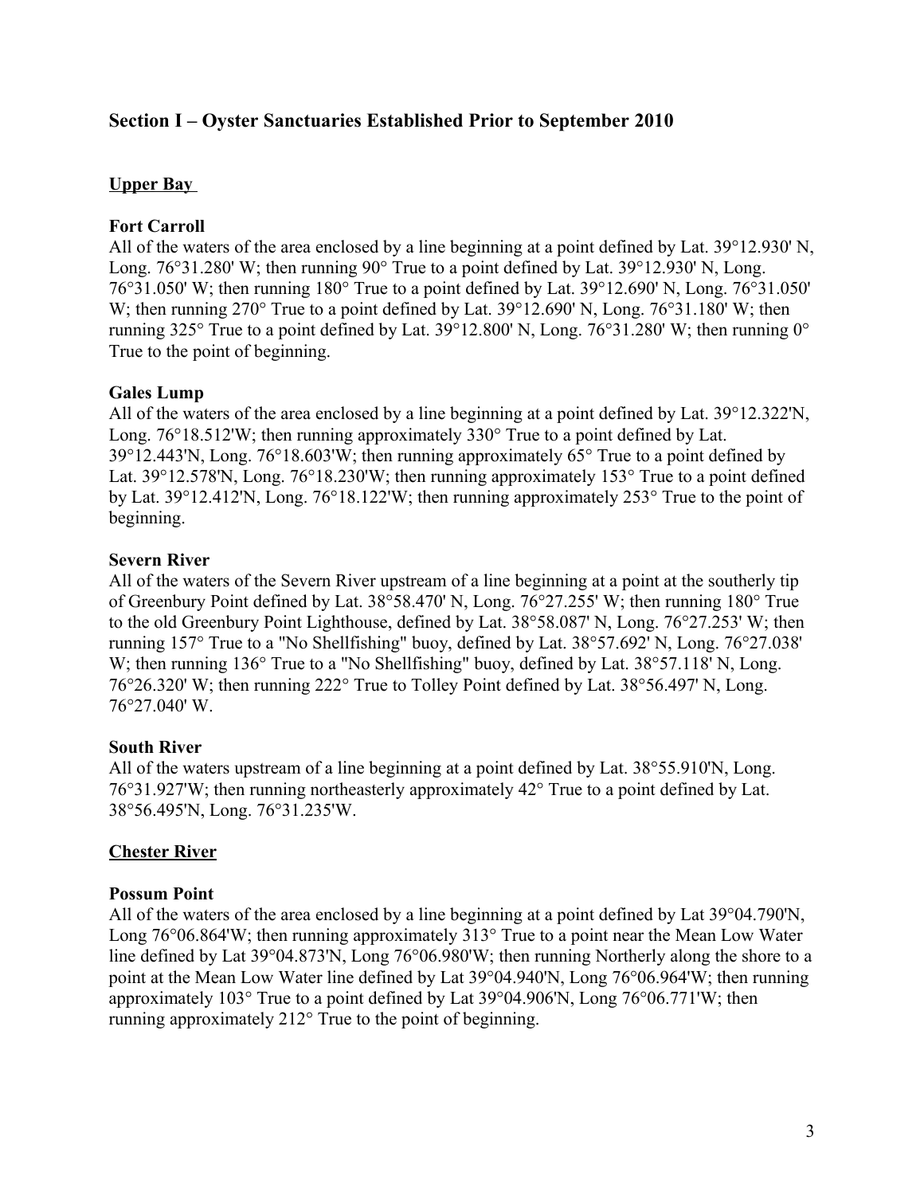## Section I – Oyster Sanctuaries Established Prior to September 2010

### Upper Bay

**Fort Carroll**

All of the waters of the area enclosed by a line beginning at a point defined by Lat. 39°12.930' N, Long. 76°31.280' W; then running 90° True to a point defined by Lat. 39°12.930' N, Long. 76°31.050' W; then running 180° True to a point defined by Lat. 39°12.690' N, Long. 76°31.050' W; then running 270° True to a point defined by Lat. 39°12.690' N, Long. 76°31.180' W; then running 325° True to a point defined by Lat. 39°12.800' N, Long. 76°31.280' W; then running 0° True to the point of beginning.

**Gales Lump**

All of the waters of the area enclosed by a line beginning at a point defined by Lat. 39°12.322'N, Long. 76°18.512'W; then running approximately 330° True to a point defined by Lat. 39°12.443'N, Long. 76°18.603'W; then running approximately 65° True to a point defined by Lat. 39°12.578'N, Long. 76°18.230'W; then running approximately 153° True to a point defined by Lat. 39°12.412'N, Long. 76°18.122'W; then running approximately 253° True to the point of beginning.

**Severn River**

All of the waters of the Severn River upstream of a line beginning at a point at the southerly tip of Greenbury Point defined by Lat. 38°58.470' N, Long. 76°27.255' W; then running 180° True to the old Greenbury Point Lighthouse, defined by Lat. 38°58.087' N, Long. 76°27.253' W; then running 157° True to a "No Shellfishing" buoy, defined by Lat. 38°57.692' N, Long. 76°27.038' W; then running 136° True to a "No Shellfishing" buoy, defined by Lat. 38°57.118' N, Long. 76°26.320' W; then running 222° True to Tolley Point defined by Lat. 38°56.497' N, Long. 76°27.040' W.

**South River**

All of the waters upstream of a line beginning at a point defined by Lat. 38°55.910'N, Long. 76°31.927'W; then running northeasterly approximately 42° True to a point defined by Lat. 38°56.495'N, Long. 76°31.235'W.

### Chester River

**Possum Point**

All of the waters of the area enclosed by a line beginning at a point defined by Lat 39°04.790'N, Long 76°06.864'W; then running approximately 313° True to a point near the Mean Low Water line defined by Lat 39°04.873'N, Long 76°06.980'W; then running Northerly along the shore to a point at the Mean Low Water line defined by Lat 39°04.940'N, Long 76°06.964'W; then running approximately 103° True to a point defined by Lat 39°04.906'N, Long 76°06.771'W; then running approximately 212° True to the point of beginning.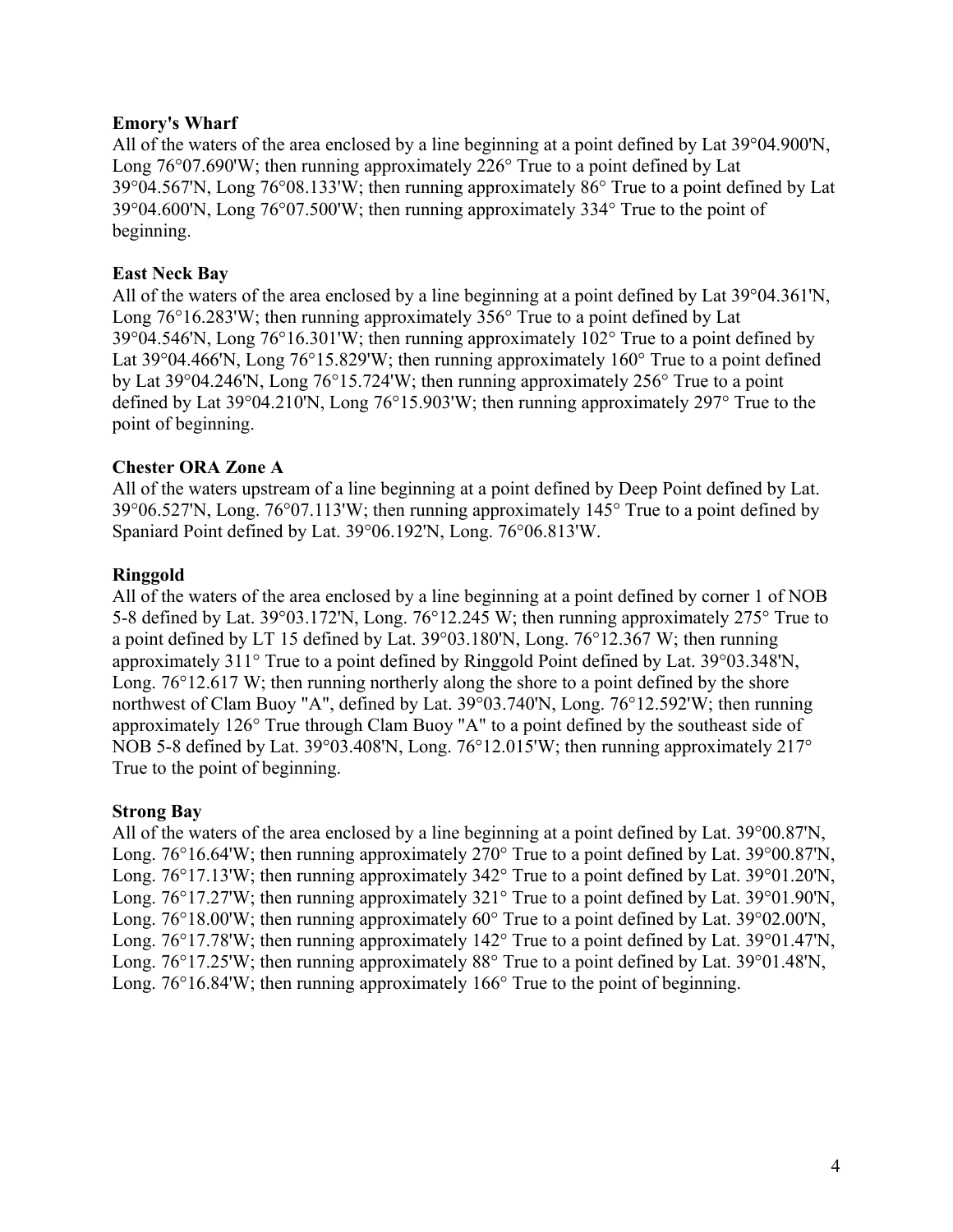**Emory's Wharf**

All of the waters of the area enclosed by a line beginning at a point defined by Lat 39°04.900'N, Long 76°07.690'W; then running approximately 226° True to a point defined by Lat 39°04.567'N, Long 76°08.133'W; then running approximately 86° True to a point defined by Lat 39°04.600'N, Long 76°07.500'W; then running approximately 334° True to the point of beginning.

**East Neck Bay**

All of the waters of the area enclosed by a line beginning at a point defined by Lat 39°04.361'N, Long 76°16.283'W; then running approximately 356° True to a point defined by Lat 39°04.546'N, Long 76°16.301'W; then running approximately 102° True to a point defined by Lat 39°04.466'N, Long 76°15.829'W; then running approximately 160° True to a point defined by Lat 39°04.246'N, Long 76°15.724'W; then running approximately 256° True to a point defined by Lat 39°04.210'N, Long 76°15.903'W; then running approximately 297° True to the point of beginning.

**Chester ORA Zone A**

All of the waters upstream of a line beginning at a point defined by Deep Point defined by Lat. 39°06.527'N, Long. 76°07.113'W; then running approximately 145° True to a point defined by Spaniard Point defined by Lat. 39°06.192'N, Long. 76°06.813'W.

**Ringgold**

All of the waters of the area enclosed by a line beginning at a point defined by corner 1 of NOB 5-8 defined by Lat. 39°03.172'N, Long. 76°12.245 W; then running approximately 275° True to a point defined by LT 15 defined by Lat. 39°03.180'N, Long. 76°12.367 W; then running approximately 311° True to a point defined by Ringgold Point defined by Lat. 39°03.348'N, Long. 76°12.617 W; then running northerly along the shore to a point defined by the shore northwest of Clam Buoy "A", defined by Lat. 39°03.740'N, Long. 76°12.592'W; then running approximately 126° True through Clam Buoy "A" to a point defined by the southeast side of NOB 5-8 defined by Lat. 39°03.408'N, Long. 76°12.015'W; then running approximately 217° True to the point of beginning.

**Strong Bay**

All of the waters of the area enclosed by a line beginning at a point defined by Lat. 39°00.87'N, Long. 76°16.64'W; then running approximately 270° True to a point defined by Lat. 39°00.87'N, Long. 76°17.13'W; then running approximately 342° True to a point defined by Lat. 39°01.20'N, Long. 76°17.27'W; then running approximately 321° True to a point defined by Lat. 39°01.90'N, Long. 76°18.00'W; then running approximately 60° True to a point defined by Lat. 39°02.00'N, Long. 76°17.78'W; then running approximately 142° True to a point defined by Lat. 39°01.47'N, Long. 76°17.25'W; then running approximately 88° True to a point defined by Lat. 39°01.48'N, Long. 76°16.84'W; then running approximately 166° True to the point of beginning.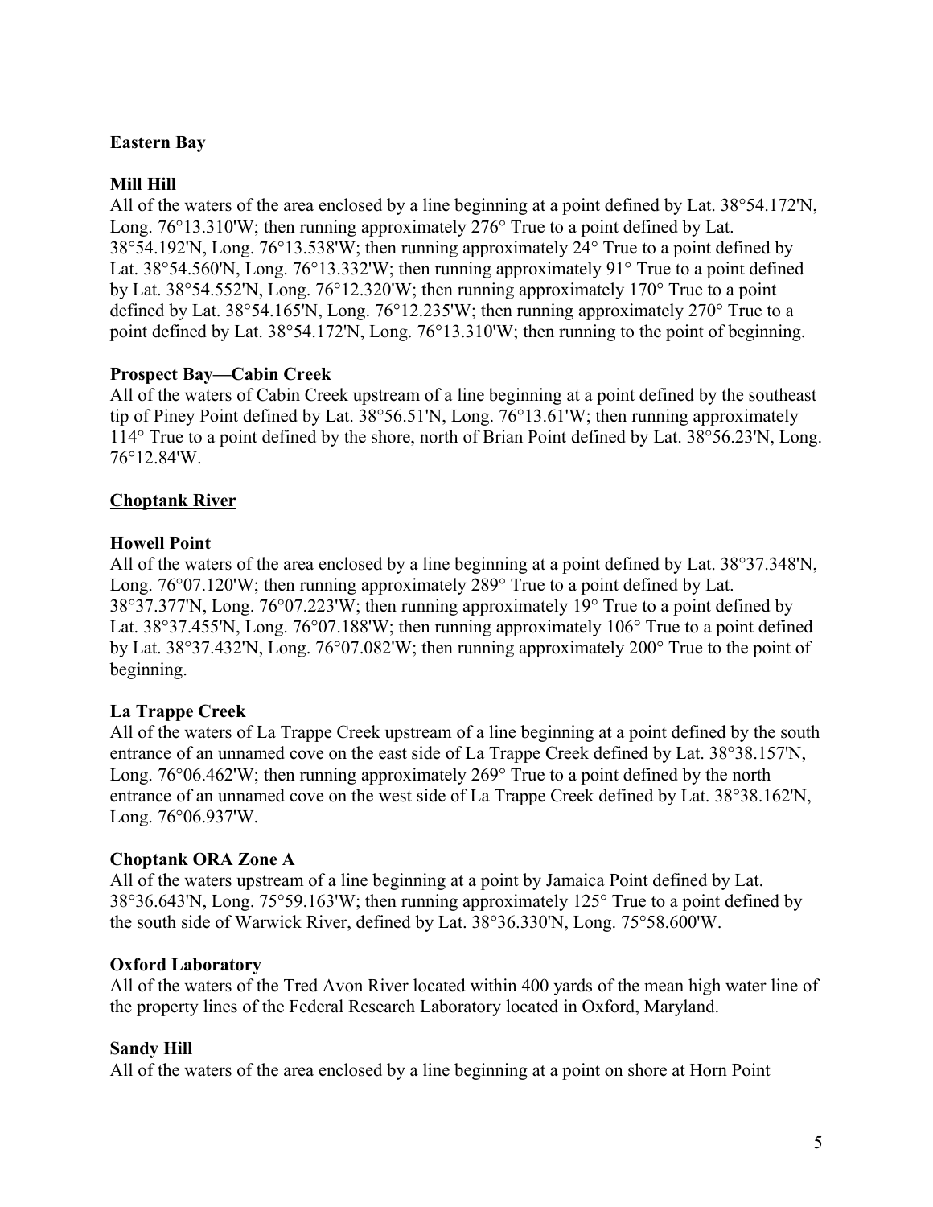## Eastern Bay

### Mill Hill

All of the waters of the area enclosed by a line beginning at a point defined by Lat. 38°54.172'N, Long. 76°13.310'W; then running approximately 276° True to a point defined by Lat. 38°54.192'N, Long. 76°13.538'W; then running approximately 24° True to a point defined by Lat. 38°54.560'N, Long. 76°13.332'W; then running approximately 91° True to a point defined by Lat. 38°54.552'N, Long. 76°12.320'W; then running approximately 170° True to a point defined by Lat. 38°54.165'N, Long. 76°12.235'W; then running approximately 270° True to a point defined by Lat. 38°54.172'N, Long. 76°13.310'W; then running to the point of beginning.

### Prospect Bay—Cabin Creek

All of the waters of Cabin Creek upstream of a line beginning at a point defined by the southeast tip of Piney Point defined by Lat. 38°56.51'N, Long. 76°13.61'W; then running approximately 114° True to a point defined by the shore, north of Brian Point defined by Lat. 38°56.23'N, Long. 76°12.84'W.

## Choptank River

### Howell Point

All of the waters of the area enclosed by a line beginning at a point defined by Lat. 38°37.348'N, Long. 76°07.120'W; then running approximately 289° True to a point defined by Lat. 38°37.377'N, Long. 76°07.223'W; then running approximately 19° True to a point defined by Lat. 38°37.455'N, Long. 76°07.188'W; then running approximately 106° True to a point defined by Lat. 38°37.432'N, Long. 76°07.082'W; then running approximately 200° True to the point of beginning.

### La Trappe Creek

All of the waters of La Trappe Creek upstream of a line beginning at a point defined by the south entrance of an unnamed cove on the east side of La Trappe Creek defined by Lat. 38°38.157'N, Long. 76°06.462'W; then running approximately 269° True to a point defined by the north entrance of an unnamed cove on the west side of La Trappe Creek defined by Lat. 38°38.162'N, Long. 76°06.937'W.

### Choptank ORA Zone A

All of the waters upstream of a line beginning at a point by Jamaica Point defined by Lat. 38°36.643'N, Long. 75°59.163'W; then running approximately 125° True to a point defined by the south side of Warwick River, defined by Lat. 38°36.330'N, Long. 75°58.600'W.

### Oxford Laboratory

All of the waters of the Tred Avon River located within 400 yards of the mean high water line of the property lines of the Federal Research Laboratory located in Oxford, Maryland.

### Sandy Hill

All of the waters of the area enclosed by a line beginning at a point on shore at Horn Point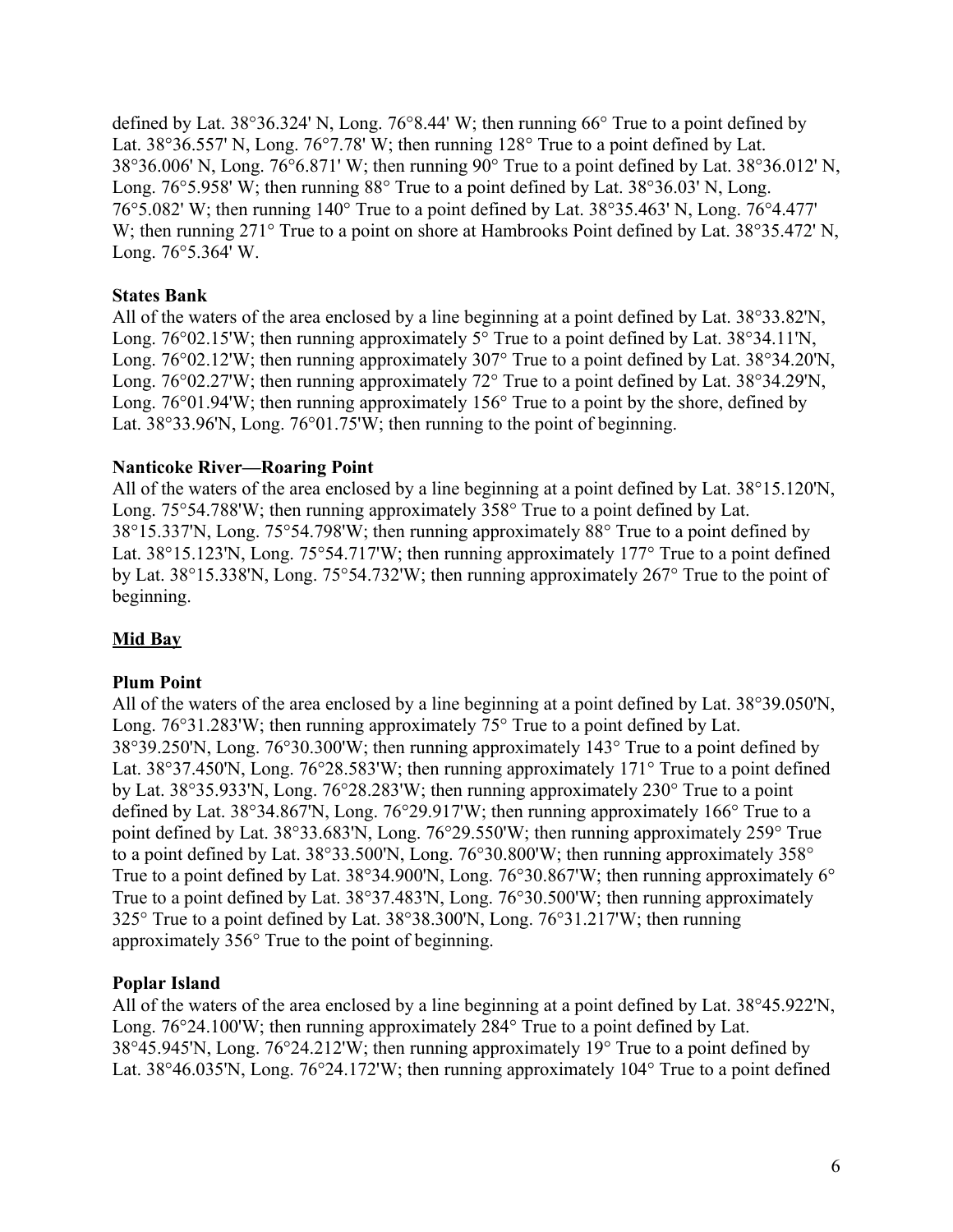defined by Lat. 38°36.324' N, Long. 76°8.44' W; then running 66° True to a point defined by Lat. 38°36.557' N, Long. 76°7.78' W; then running 128° True to a point defined by Lat. 38°36.006' N, Long. 76°6.871' W; then running 90° True to a point defined by Lat. 38°36.012' N, Long. 76°5.958' W; then running 88° True to a point defined by Lat. 38°36.03' N, Long. 76°5.082' W; then running 140° True to a point defined by Lat. 38°35.463' N, Long. 76°4.477' W; then running 271° True to a point on shore at Hambrooks Point defined by Lat. 38°35.472' N, Long. 76°5.364' W.

**States Bank**

All of the waters of the area enclosed by a line beginning at a point defined by Lat. 38°33.82'N, Long. 76°02.15'W; then running approximately 5° True to a point defined by Lat. 38°34.11'N, Long. 76°02.12'W; then running approximately 307° True to a point defined by Lat. 38°34.20'N, Long. 76°02.27'W; then running approximately 72° True to a point defined by Lat. 38°34.29'N, Long. 76°01.94'W; then running approximately 156° True to a point by the shore, defined by Lat. 38°33.96'N, Long. 76°01.75'W; then running to the point of beginning.

**Nanticoke River—Roaring Point**

All of the waters of the area enclosed by a line beginning at a point defined by Lat. 38°15.120'N, Long. 75°54.788'W; then running approximately 358° True to a point defined by Lat. 38°15.337'N, Long. 75°54.798'W; then running approximately 88° True to a point defined by Lat. 38°15.123'N, Long. 75°54.717'W; then running approximately 177° True to a point defined by Lat. 38°15.338'N, Long. 75°54.732'W; then running approximately 267° True to the point of beginning.

**Mid Bay**

**Plum Point**

All of the waters of the area enclosed by a line beginning at a point defined by Lat. 38°39.050'N, Long. 76°31.283'W; then running approximately 75° True to a point defined by Lat. 38°39.250'N, Long. 76°30.300'W; then running approximately 143° True to a point defined by Lat. 38°37.450'N, Long. 76°28.583'W; then running approximately 171° True to a point defined by Lat. 38°35.933'N, Long. 76°28.283'W; then running approximately 230° True to a point defined by Lat. 38°34.867'N, Long. 76°29.917'W; then running approximately 166° True to a point defined by Lat. 38°33.683'N, Long. 76°29.550'W; then running approximately 259° True to a point defined by Lat. 38°33.500'N, Long. 76°30.800'W; then running approximately 358° True to a point defined by Lat. 38°34.900'N, Long. 76°30.867'W; then running approximately 6° True to a point defined by Lat. 38°37.483'N, Long. 76°30.500'W; then running approximately 325° True to a point defined by Lat. 38°38.300'N, Long. 76°31.217'W; then running approximately 356° True to the point of beginning.

**Poplar Island**

All of the waters of the area enclosed by a line beginning at a point defined by Lat. 38°45.922'N, Long. 76°24.100'W; then running approximately 284° True to a point defined by Lat. 38°45.945'N, Long. 76°24.212'W; then running approximately 19° True to a point defined by Lat. 38°46.035'N, Long. 76°24.172'W; then running approximately 104° True to a point defined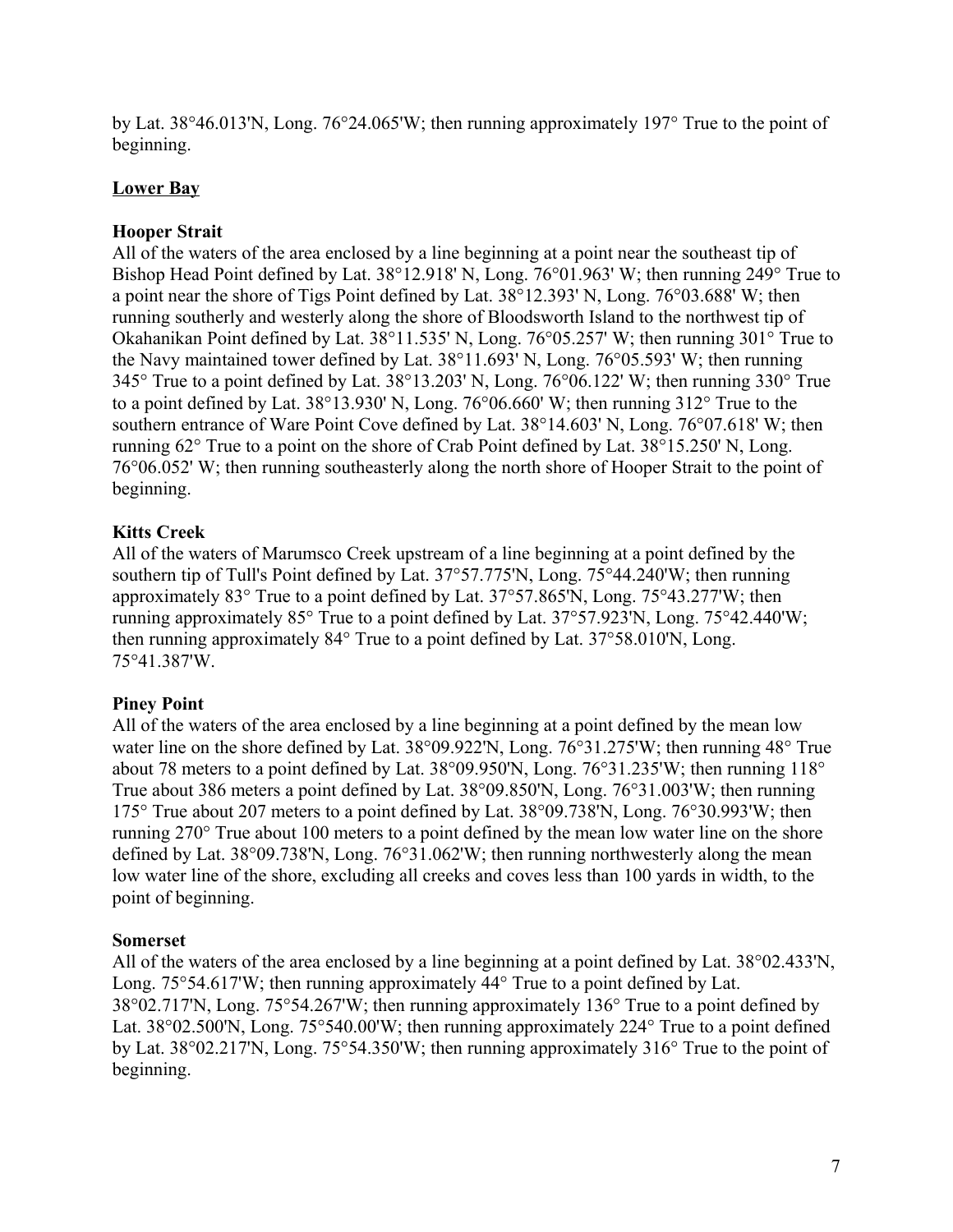by Lat. 38°46.013'N, Long. 76°24.065'W; then running approximately 197° True to the point of beginning.

## Lower Bay

### Hooper Strait

All of the waters of the area enclosed by a line beginning at a point near the southeast tip of Bishop Head Point defined by Lat. 38°12.918' N, Long. 76°01.963' W; then running 249° True to a point near the shore of Tigs Point defined by Lat. 38°12.393' N, Long. 76°03.688' W; then running southerly and westerly along the shore of Bloodsworth Island to the northwest tip of Okahanikan Point defined by Lat. 38°11.535' N, Long. 76°05.257' W; then running 301° True to the Navy maintained tower defined by Lat. 38°11.693' N, Long. 76°05.593' W; then running 345° True to a point defined by Lat. 38°13.203' N, Long. 76°06.122' W; then running 330° True to a point defined by Lat. 38°13.930' N, Long. 76°06.660' W; then running 312° True to the southern entrance of Ware Point Cove defined by Lat. 38°14.603' N, Long. 76°07.618' W; then running 62° True to a point on the shore of Crab Point defined by Lat. 38°15.250' N, Long. 76°06.052' W; then running southeasterly along the north shore of Hooper Strait to the point of beginning.

### Kitts Creek

All of the waters of Marumsco Creek upstream of a line beginning at a point defined by the southern tip of Tull's Point defined by Lat. 37°57.775'N, Long. 75°44.240'W; then running approximately 83° True to a point defined by Lat. 37°57.865'N, Long. 75°43.277'W; then running approximately 85° True to a point defined by Lat. 37°57.923'N, Long. 75°42.440'W; then running approximately 84° True to a point defined by Lat. 37°58.010'N, Long. 75°41.387'W.

### Piney Point

All of the waters of the area enclosed by a line beginning at a point defined by the mean low water line on the shore defined by Lat. 38°09.922'N, Long. 76°31.275'W; then running 48° True about 78 meters to a point defined by Lat. 38°09.950'N, Long. 76°31.235'W; then running 118° True about 386 meters a point defined by Lat. 38°09.850'N, Long. 76°31.003'W; then running 175° True about 207 meters to a point defined by Lat. 38°09.738'N, Long. 76°30.993'W; then running 270° True about 100 meters to a point defined by the mean low water line on the shore defined by Lat. 38°09.738'N, Long. 76°31.062'W; then running northwesterly along the mean low water line of the shore, excluding all creeks and coves less than 100 yards in width, to the point of beginning.

### Somerset

All of the waters of the area enclosed by a line beginning at a point defined by Lat. 38°02.433'N, Long. 75°54.617'W; then running approximately 44° True to a point defined by Lat. 38°02.717'N, Long. 75°54.267'W; then running approximately 136° True to a point defined by Lat. 38°02.500'N, Long. 75°540.00'W; then running approximately 224° True to a point defined by Lat. 38°02.217'N, Long. 75°54.350'W; then running approximately 316° True to the point of beginning.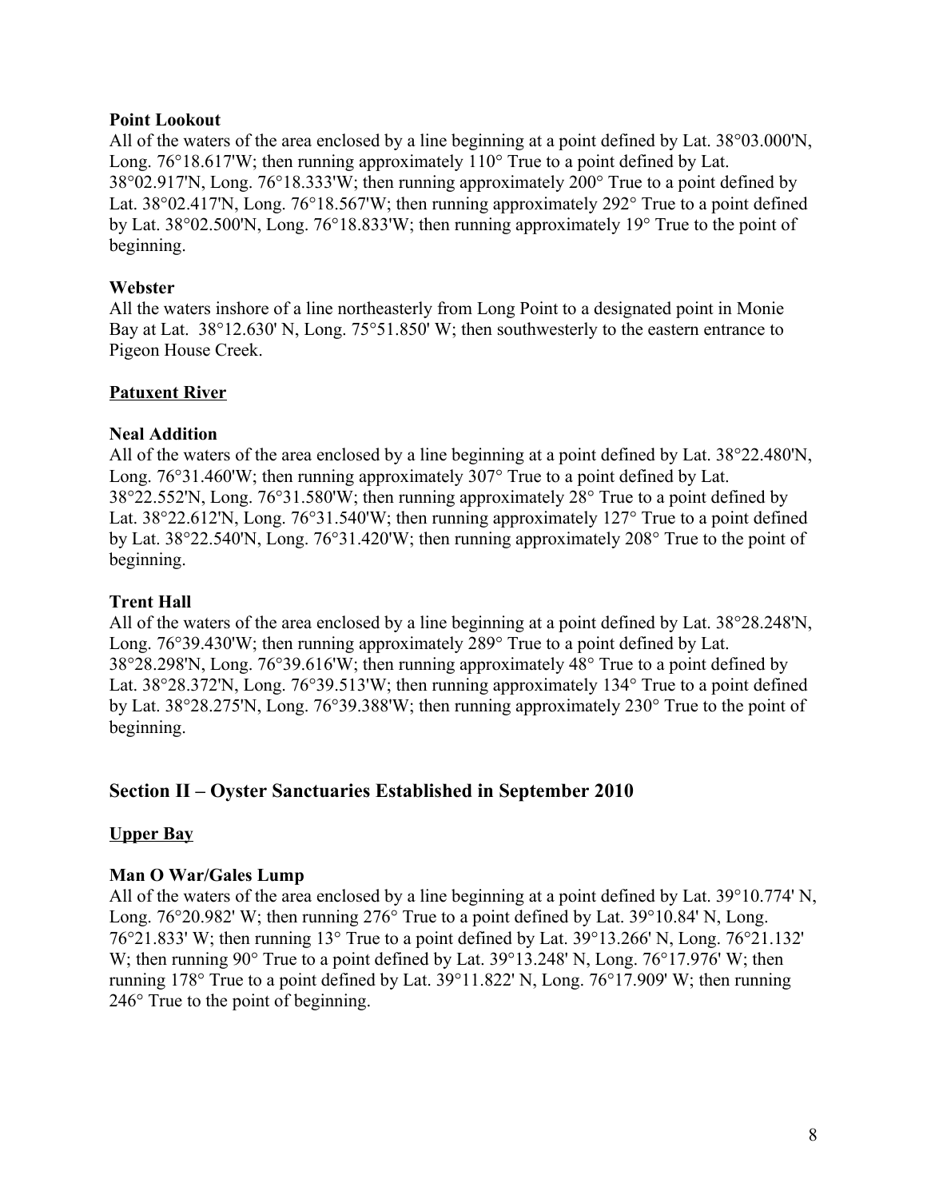**Point Lookout**

All of the waters of the area enclosed by a line beginning at a point defined by Lat. 38°03.000'N, Long. 76°18.617'W; then running approximately 110° True to a point defined by Lat. 38°02.917'N, Long. 76°18.333'W; then running approximately 200° True to a point defined by Lat. 38°02.417'N, Long. 76°18.567'W; then running approximately 292° True to a point defined by Lat. 38°02.500'N, Long. 76°18.833'W; then running approximately 19° True to the point of beginning.

**Webster**

All the waters inshore of a line northeasterly from Long Point to a designated point in Monie Bay at Lat. 38°12.630' N, Long. 75°51.850' W; then southwesterly to the eastern entrance to Pigeon House Creek.

**Patuxent River**

**Neal Addition**

All of the waters of the area enclosed by a line beginning at a point defined by Lat. 38°22.480'N, Long. 76°31.460'W; then running approximately 307° True to a point defined by Lat. 38°22.552'N, Long. 76°31.580'W; then running approximately 28° True to a point defined by Lat. 38°22.612'N, Long. 76°31.540'W; then running approximately 127° True to a point defined by Lat. 38°22.540'N, Long. 76°31.420'W; then running approximately 208° True to the point of beginning.

**Trent Hall**

All of the waters of the area enclosed by a line beginning at a point defined by Lat. 38°28.248'N, Long. 76°39.430'W; then running approximately 289° True to a point defined by Lat. 38°28.298'N, Long. 76°39.616'W; then running approximately 48° True to a point defined by Lat. 38°28.372'N, Long. 76°39.513'W; then running approximately 134° True to a point defined by Lat. 38°28.275'N, Long. 76°39.388'W; then running approximately 230° True to the point of beginning.

## Section II – Oyster Sanctuaries Established in September 2010

**Upper Bay**

**Man O War/Gales Lump**

All of the waters of the area enclosed by a line beginning at a point defined by Lat. 39°10.774' N, Long. 76°20.982' W; then running 276° True to a point defined by Lat. 39°10.84' N, Long. 76°21.833' W; then running 13° True to a point defined by Lat. 39°13.266' N, Long. 76°21.132' W; then running 90° True to a point defined by Lat. 39°13.248' N, Long. 76°17.976' W; then running 178° True to a point defined by Lat. 39°11.822' N, Long. 76°17.909' W; then running 246° True to the point of beginning.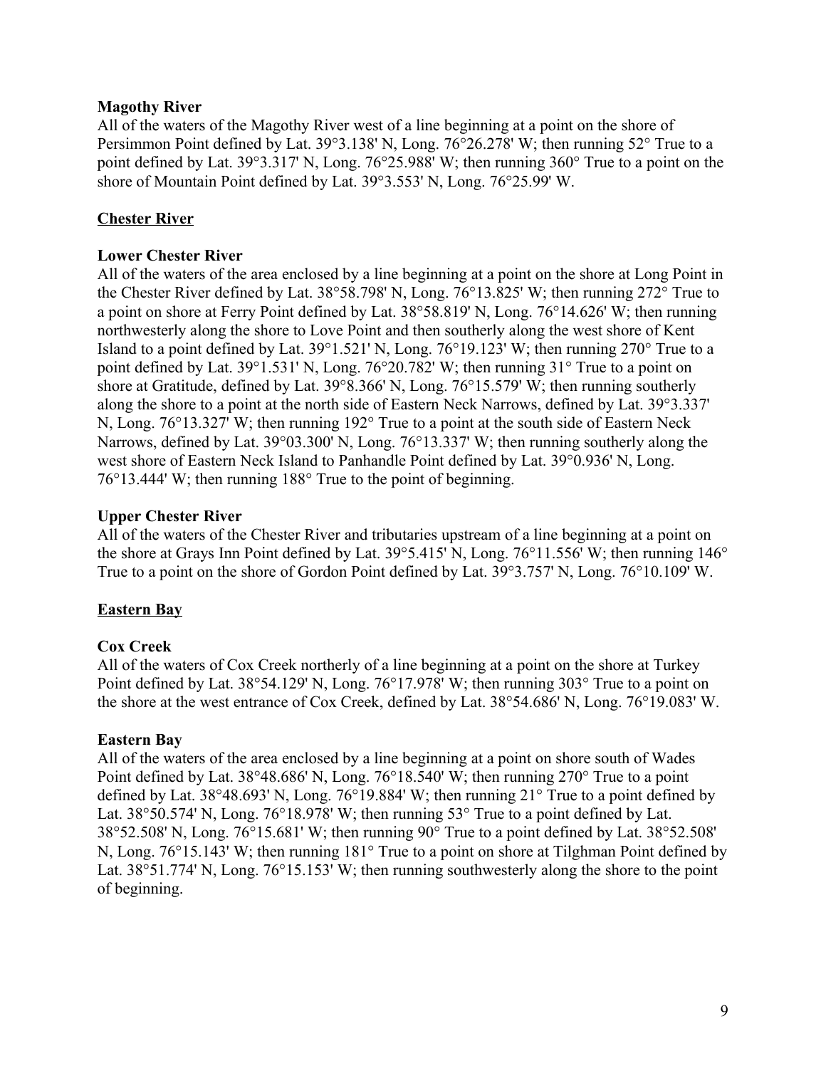**Magothy River**

All of the waters of the Magothy River west of a line beginning at a point on the shore of Persimmon Point defined by Lat. 39°3.138' N, Long. 76°26.278' W; then running 52° True to a point defined by Lat. 39°3.317' N, Long. 76°25.988' W; then running 360° True to a point on the shore of Mountain Point defined by Lat. 39°3.553' N, Long. 76°25.99' W.

## Chester River

**Lower Chester River**

All of the waters of the area enclosed by a line beginning at a point on the shore at Long Point in the Chester River defined by Lat. 38°58.798' N, Long. 76°13.825' W; then running 272° True to a point on shore at Ferry Point defined by Lat. 38°58.819' N, Long. 76°14.626' W; then running northwesterly along the shore to Love Point and then southerly along the west shore of Kent Island to a point defined by Lat. 39°1.521' N, Long. 76°19.123' W; then running 270° True to a point defined by Lat. 39°1.531' N, Long. 76°20.782' W; then running 31° True to a point on shore at Gratitude, defined by Lat. 39°8.366' N, Long. 76°15.579' W; then running southerly along the shore to a point at the north side of Eastern Neck Narrows, defined by Lat. 39°3.337' N, Long. 76°13.327' W; then running 192° True to a point at the south side of Eastern Neck Narrows, defined by Lat. 39°03.300' N, Long. 76°13.337' W; then running southerly along the west shore of Eastern Neck Island to Panhandle Point defined by Lat. 39°0.936' N, Long. 76°13.444' W; then running 188° True to the point of beginning.

**Upper Chester River**

All of the waters of the Chester River and tributaries upstream of a line beginning at a point on the shore at Grays Inn Point defined by Lat. 39°5.415' N, Long. 76°11.556' W; then running 146° True to a point on the shore of Gordon Point defined by Lat. 39°3.757' N, Long. 76°10.109' W.

## Eastern Bay

**Cox Creek**

All of the waters of Cox Creek northerly of a line beginning at a point on the shore at Turkey Point defined by Lat. 38°54.129' N, Long. 76°17.978' W; then running 303° True to a point on the shore at the west entrance of Cox Creek, defined by Lat. 38°54.686' N, Long. 76°19.083' W.

**Eastern Bay**

All of the waters of the area enclosed by a line beginning at a point on shore south of Wades Point defined by Lat. 38°48.686' N, Long. 76°18.540' W; then running 270° True to a point defined by Lat. 38°48.693' N, Long. 76°19.884' W; then running 21° True to a point defined by Lat. 38°50.574' N, Long. 76°18.978' W; then running 53° True to a point defined by Lat. 38°52.508' N, Long. 76°15.681' W; then running 90° True to a point defined by Lat. 38°52.508' N, Long. 76°15.143' W; then running 181° True to a point on shore at Tilghman Point defined by Lat. 38°51.774' N, Long. 76°15.153' W; then running southwesterly along the shore to the point of beginning.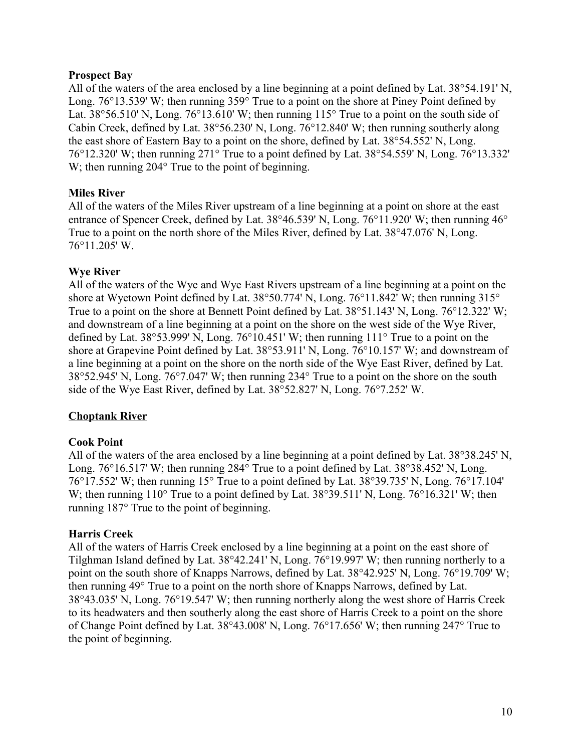**Prospect Bay**
All of the waters of the area enclosed by a line beginning at a point defined by Lat. 38°54.191' N, Long. 76°13.539' W; then running 359° True to a point on the shore at Piney Point defined by Lat. 38°56.510' N, Long. 76°13.610' W; then running 115° True to a point on the south side of Cabin Creek, defined by Lat. 38°56.230' N, Long. 76°12.840' W; then running southerly along the east shore of Eastern Bay to a point on the shore, defined by Lat. 38°54.552' N, Long. 76°12.320' W; then running 271° True to a point defined by Lat. 38°54.559' N, Long. 76°13.332' W; then running 204° True to the point of beginning.

**Miles River**
All of the waters of the Miles River upstream of a line beginning at a point on shore at the east entrance of Spencer Creek, defined by Lat. 38°46.539' N, Long. 76°11.920' W; then running 46° True to a point on the north shore of the Miles River, defined by Lat. 38°47.076' N, Long. 76°11.205' W.

**Wye River**
All of the waters of the Wye and Wye East Rivers upstream of a line beginning at a point on the shore at Wyetown Point defined by Lat. 38°50.774' N, Long. 76°11.842' W; then running 315° True to a point on the shore at Bennett Point defined by Lat. 38°51.143' N, Long. 76°12.322' W; and downstream of a line beginning at a point on the shore on the west side of the Wye River, defined by Lat. 38°53.999' N, Long. 76°10.451' W; then running 111° True to a point on the shore at Grapevine Point defined by Lat. 38°53.911' N, Long. 76°10.157' W; and downstream of a line beginning at a point on the shore on the north side of the Wye East River, defined by Lat. 38°52.945' N, Long. 76°7.047' W; then running 234° True to a point on the shore on the south side of the Wye East River, defined by Lat. 38°52.827' N, Long. 76°7.252' W.

## Choptank River

**Cook Point**
All of the waters of the area enclosed by a line beginning at a point defined by Lat. 38°38.245' N, Long. 76°16.517' W; then running 284° True to a point defined by Lat. 38°38.452' N, Long. 76°17.552' W; then running 15° True to a point defined by Lat. 38°39.735' N, Long. 76°17.104' W; then running 110° True to a point defined by Lat. 38°39.511' N, Long. 76°16.321' W; then running 187° True to the point of beginning.

**Harris Creek**
All of the waters of Harris Creek enclosed by a line beginning at a point on the east shore of Tilghman Island defined by Lat. 38°42.241' N, Long. 76°19.997' W; then running northerly to a point on the south shore of Knapps Narrows, defined by Lat. 38°42.925' N, Long. 76°19.709' W; then running 49° True to a point on the north shore of Knapps Narrows, defined by Lat. 38°43.035' N, Long. 76°19.547' W; then running northerly along the west shore of Harris Creek to its headwaters and then southerly along the east shore of Harris Creek to a point on the shore of Change Point defined by Lat. 38°43.008' N, Long. 76°17.656' W; then running 247° True to the point of beginning.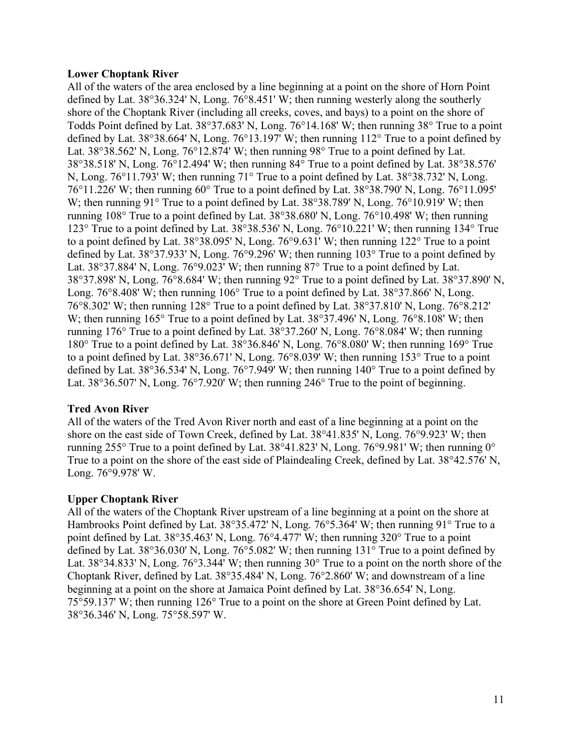**Lower Choptank River**

All of the waters of the area enclosed by a line beginning at a point on the shore of Horn Point defined by Lat. 38°36.324' N, Long. 76°8.451' W; then running westerly along the southerly shore of the Choptank River (including all creeks, coves, and bays) to a point on the shore of Todds Point defined by Lat. 38°37.683' N, Long. 76°14.168' W; then running 38° True to a point defined by Lat. 38°38.664' N, Long. 76°13.197' W; then running 112° True to a point defined by Lat. 38°38.562' N, Long. 76°12.874' W; then running 98° True to a point defined by Lat. 38°38.518' N, Long. 76°12.494' W; then running 84° True to a point defined by Lat. 38°38.576' N, Long. 76°11.793' W; then running 71° True to a point defined by Lat. 38°38.732' N, Long. 76°11.226' W; then running 60° True to a point defined by Lat. 38°38.790' N, Long. 76°11.095' W; then running 91° True to a point defined by Lat. 38°38.789' N, Long. 76°10.919' W; then running 108° True to a point defined by Lat. 38°38.680' N, Long. 76°10.498' W; then running 123° True to a point defined by Lat. 38°38.536' N, Long. 76°10.221' W; then running 134° True to a point defined by Lat. 38°38.095' N, Long. 76°9.631' W; then running 122° True to a point defined by Lat. 38°37.933' N, Long. 76°9.296' W; then running 103° True to a point defined by Lat. 38°37.884' N, Long. 76°9.023' W; then running 87° True to a point defined by Lat. 38°37.898' N, Long. 76°8.684' W; then running 92° True to a point defined by Lat. 38°37.890' N, Long. 76°8.408' W; then running 106° True to a point defined by Lat. 38°37.866' N, Long. 76°8.302' W; then running 128° True to a point defined by Lat. 38°37.810' N, Long. 76°8.212' W; then running 165° True to a point defined by Lat. 38°37.496' N, Long. 76°8.108' W; then running 176° True to a point defined by Lat. 38°37.260' N, Long. 76°8.084' W; then running 180° True to a point defined by Lat. 38°36.846' N, Long. 76°8.080' W; then running 169° True to a point defined by Lat. 38°36.671' N, Long. 76°8.039' W; then running 153° True to a point defined by Lat. 38°36.534' N, Long. 76°7.949' W; then running 140° True to a point defined by Lat. 38°36.507' N, Long. 76°7.920' W; then running 246° True to the point of beginning.

**Tred Avon River**

All of the waters of the Tred Avon River north and east of a line beginning at a point on the shore on the east side of Town Creek, defined by Lat. 38°41.835' N, Long. 76°9.923' W; then running 255° True to a point defined by Lat. 38°41.823' N, Long. 76°9.981' W; then running 0° True to a point on the shore of the east side of Plaindealing Creek, defined by Lat. 38°42.576' N, Long. 76°9.978' W.

**Upper Choptank River**

All of the waters of the Choptank River upstream of a line beginning at a point on the shore at Hambrooks Point defined by Lat. 38°35.472' N, Long. 76°5.364' W; then running 91° True to a point defined by Lat. 38°35.463' N, Long. 76°4.477' W; then running 320° True to a point defined by Lat. 38°36.030' N, Long. 76°5.082' W; then running 131° True to a point defined by Lat. 38°34.833' N, Long. 76°3.344' W; then running 30° True to a point on the north shore of the Choptank River, defined by Lat. 38°35.484' N, Long. 76°2.860' W; and downstream of a line beginning at a point on the shore at Jamaica Point defined by Lat. 38°36.654' N, Long. 75°59.137' W; then running 126° True to a point on the shore at Green Point defined by Lat. 38°36.346' N, Long. 75°58.597' W.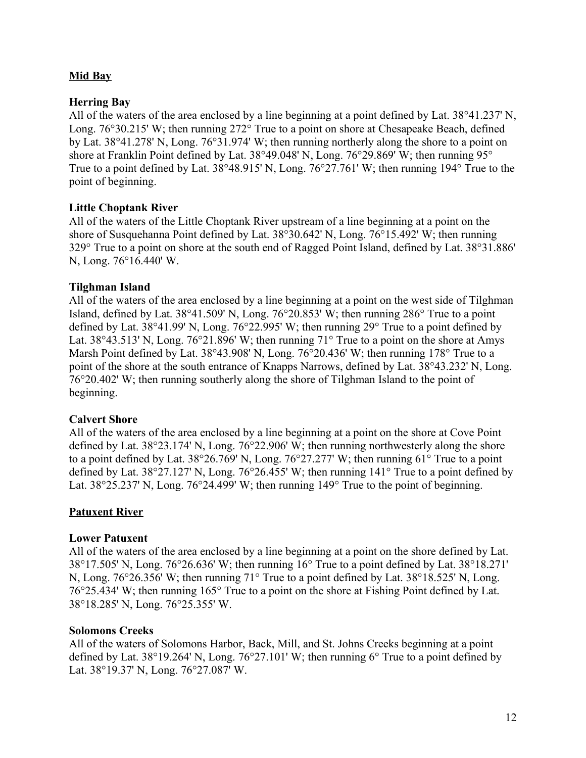## Mid Bay

### Herring Bay

All of the waters of the area enclosed by a line beginning at a point defined by Lat. 38°41.237' N, Long. 76°30.215' W; then running 272° True to a point on shore at Chesapeake Beach, defined by Lat. 38°41.278' N, Long. 76°31.974' W; then running northerly along the shore to a point on shore at Franklin Point defined by Lat. 38°49.048' N, Long. 76°29.869' W; then running 95° True to a point defined by Lat. 38°48.915' N, Long. 76°27.761' W; then running 194° True to the point of beginning.

### Little Choptank River

All of the waters of the Little Choptank River upstream of a line beginning at a point on the shore of Susquehanna Point defined by Lat. 38°30.642' N, Long. 76°15.492' W; then running 329° True to a point on shore at the south end of Ragged Point Island, defined by Lat. 38°31.886' N, Long. 76°16.440' W.

### Tilghman Island

All of the waters of the area enclosed by a line beginning at a point on the west side of Tilghman Island, defined by Lat. 38°41.509' N, Long. 76°20.853' W; then running 286° True to a point defined by Lat. 38°41.99' N, Long. 76°22.995' W; then running 29° True to a point defined by Lat. 38°43.513' N, Long. 76°21.896' W; then running 71° True to a point on the shore at Amys Marsh Point defined by Lat. 38°43.908' N, Long. 76°20.436' W; then running 178° True to a point of the shore at the south entrance of Knapps Narrows, defined by Lat. 38°43.232' N, Long. 76°20.402' W; then running southerly along the shore of Tilghman Island to the point of beginning.

### Calvert Shore

All of the waters of the area enclosed by a line beginning at a point on the shore at Cove Point defined by Lat. 38°23.174' N, Long. 76°22.906' W; then running northwesterly along the shore to a point defined by Lat. 38°26.769' N, Long. 76°27.277' W; then running 61° True to a point defined by Lat. 38°27.127' N, Long. 76°26.455' W; then running 141° True to a point defined by Lat. 38°25.237' N, Long. 76°24.499' W; then running 149° True to the point of beginning.

## Patuxent River

### Lower Patuxent

All of the waters of the area enclosed by a line beginning at a point on the shore defined by Lat. 38°17.505' N, Long. 76°26.636' W; then running 16° True to a point defined by Lat. 38°18.271' N, Long. 76°26.356' W; then running 71° True to a point defined by Lat. 38°18.525' N, Long. 76°25.434' W; then running 165° True to a point on the shore at Fishing Point defined by Lat. 38°18.285' N, Long. 76°25.355' W.

### Solomons Creeks

All of the waters of Solomons Harbor, Back, Mill, and St. Johns Creeks beginning at a point defined by Lat. 38°19.264' N, Long. 76°27.101' W; then running 6° True to a point defined by Lat. 38°19.37' N, Long. 76°27.087' W.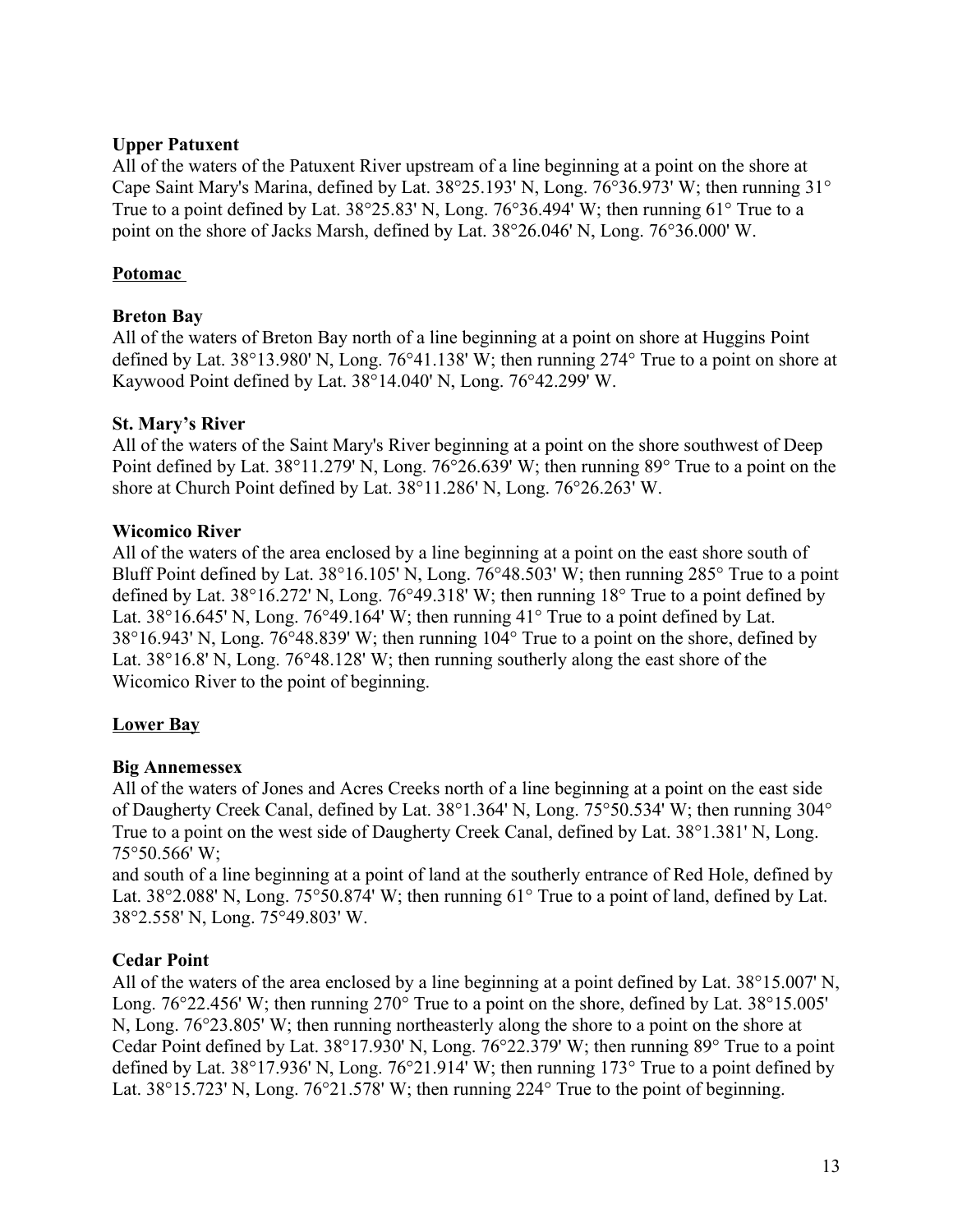**Upper Patuxent**

All of the waters of the Patuxent River upstream of a line beginning at a point on the shore at Cape Saint Mary's Marina, defined by Lat. 38°25.193' N, Long. 76°36.973' W; then running 31° True to a point defined by Lat. 38°25.83' N, Long. 76°36.494' W; then running 61° True to a point on the shore of Jacks Marsh, defined by Lat. 38°26.046' N, Long. 76°36.000' W.

## Potomac

**Breton Bay**

All of the waters of Breton Bay north of a line beginning at a point on shore at Huggins Point defined by Lat. 38°13.980' N, Long. 76°41.138' W; then running 274° True to a point on shore at Kaywood Point defined by Lat. 38°14.040' N, Long. 76°42.299' W.

**St. Mary's River**

All of the waters of the Saint Mary's River beginning at a point on the shore southwest of Deep Point defined by Lat. 38°11.279' N, Long. 76°26.639' W; then running 89° True to a point on the shore at Church Point defined by Lat. 38°11.286' N, Long. 76°26.263' W.

**Wicomico River**

All of the waters of the area enclosed by a line beginning at a point on the east shore south of Bluff Point defined by Lat. 38°16.105' N, Long. 76°48.503' W; then running 285° True to a point defined by Lat. 38°16.272' N, Long. 76°49.318' W; then running 18° True to a point defined by Lat. 38°16.645' N, Long. 76°49.164' W; then running 41° True to a point defined by Lat. 38°16.943' N, Long. 76°48.839' W; then running 104° True to a point on the shore, defined by Lat. 38°16.8' N, Long. 76°48.128' W; then running southerly along the east shore of the Wicomico River to the point of beginning.

## Lower Bay

**Big Annemessex**

All of the waters of Jones and Acres Creeks north of a line beginning at a point on the east side of Daugherty Creek Canal, defined by Lat. 38°1.364' N, Long. 75°50.534' W; then running 304° True to a point on the west side of Daugherty Creek Canal, defined by Lat. 38°1.381' N, Long. 75°50.566' W;

and south of a line beginning at a point of land at the southerly entrance of Red Hole, defined by Lat. 38°2.088' N, Long. 75°50.874' W; then running 61° True to a point of land, defined by Lat. 38°2.558' N, Long. 75°49.803' W.

**Cedar Point**

All of the waters of the area enclosed by a line beginning at a point defined by Lat. 38°15.007' N, Long. 76°22.456' W; then running 270° True to a point on the shore, defined by Lat. 38°15.005' N, Long. 76°23.805' W; then running northeasterly along the shore to a point on the shore at Cedar Point defined by Lat. 38°17.930' N, Long. 76°22.379' W; then running 89° True to a point defined by Lat. 38°17.936' N, Long. 76°21.914' W; then running 173° True to a point defined by Lat. 38°15.723' N, Long. 76°21.578' W; then running 224° True to the point of beginning.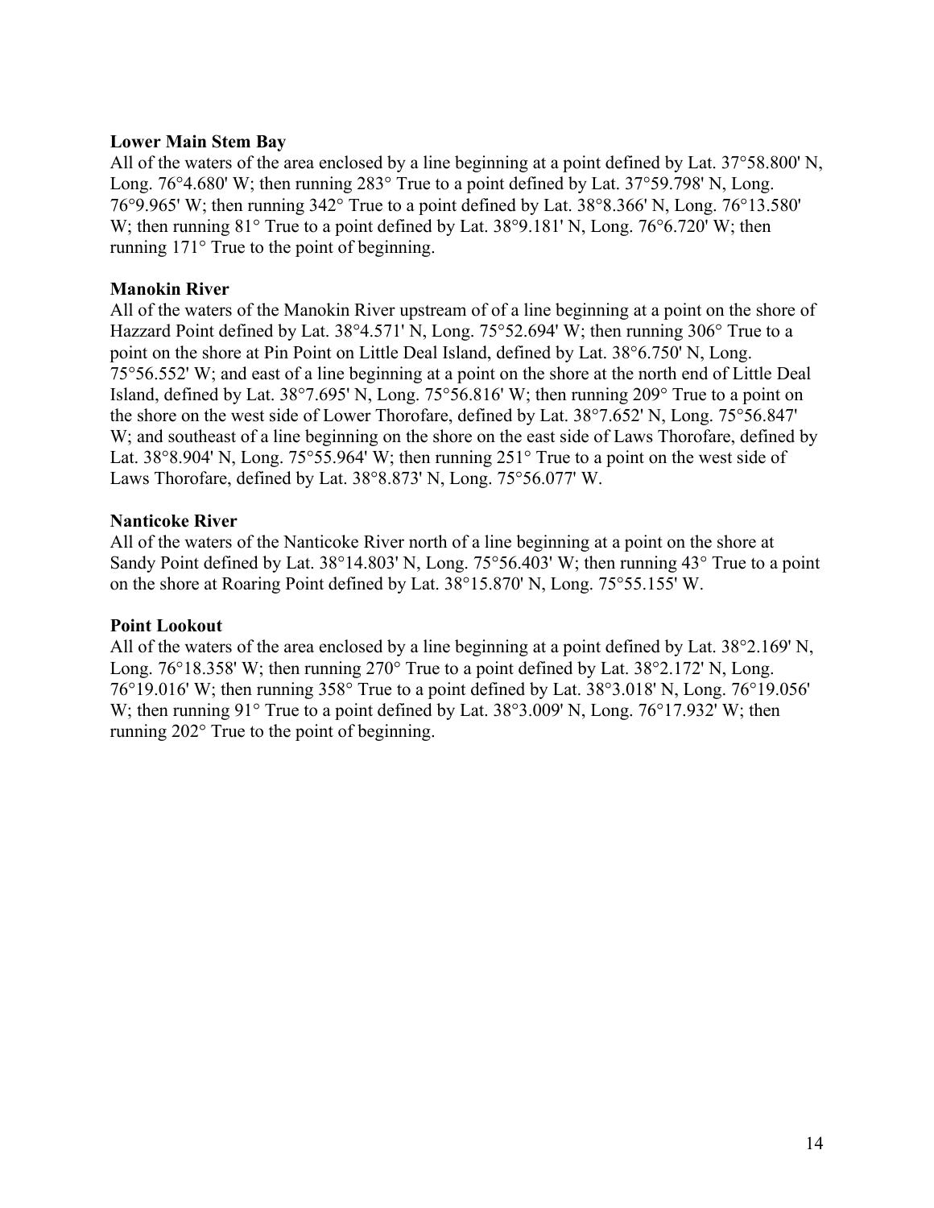**Lower Main Stem Bay**

All of the waters of the area enclosed by a line beginning at a point defined by Lat. 37°58.800' N, Long. 76°4.680' W; then running 283° True to a point defined by Lat. 37°59.798' N, Long. 76°9.965' W; then running 342° True to a point defined by Lat. 38°8.366' N, Long. 76°13.580' W; then running 81° True to a point defined by Lat. 38°9.181' N, Long. 76°6.720' W; then running 171° True to the point of beginning.

**Manokin River**

All of the waters of the Manokin River upstream of of a line beginning at a point on the shore of Hazzard Point defined by Lat. 38°4.571' N, Long. 75°52.694' W; then running 306° True to a point on the shore at Pin Point on Little Deal Island, defined by Lat. 38°6.750' N, Long. 75°56.552' W; and east of a line beginning at a point on the shore at the north end of Little Deal Island, defined by Lat. 38°7.695' N, Long. 75°56.816' W; then running 209° True to a point on the shore on the west side of Lower Thorofare, defined by Lat. 38°7.652' N, Long. 75°56.847' W; and southeast of a line beginning on the shore on the east side of Laws Thorofare, defined by Lat. 38°8.904' N, Long. 75°55.964' W; then running 251° True to a point on the west side of Laws Thorofare, defined by Lat. 38°8.873' N, Long. 75°56.077' W.

**Nanticoke River**

All of the waters of the Nanticoke River north of a line beginning at a point on the shore at Sandy Point defined by Lat. 38°14.803' N, Long. 75°56.403' W; then running 43° True to a point on the shore at Roaring Point defined by Lat. 38°15.870' N, Long. 75°55.155' W.

**Point Lookout**

All of the waters of the area enclosed by a line beginning at a point defined by Lat. 38°2.169' N, Long. 76°18.358' W; then running 270° True to a point defined by Lat. 38°2.172' N, Long. 76°19.016' W; then running 358° True to a point defined by Lat. 38°3.018' N, Long. 76°19.056' W; then running 91° True to a point defined by Lat. 38°3.009' N, Long. 76°17.932' W; then running 202° True to the point of beginning.